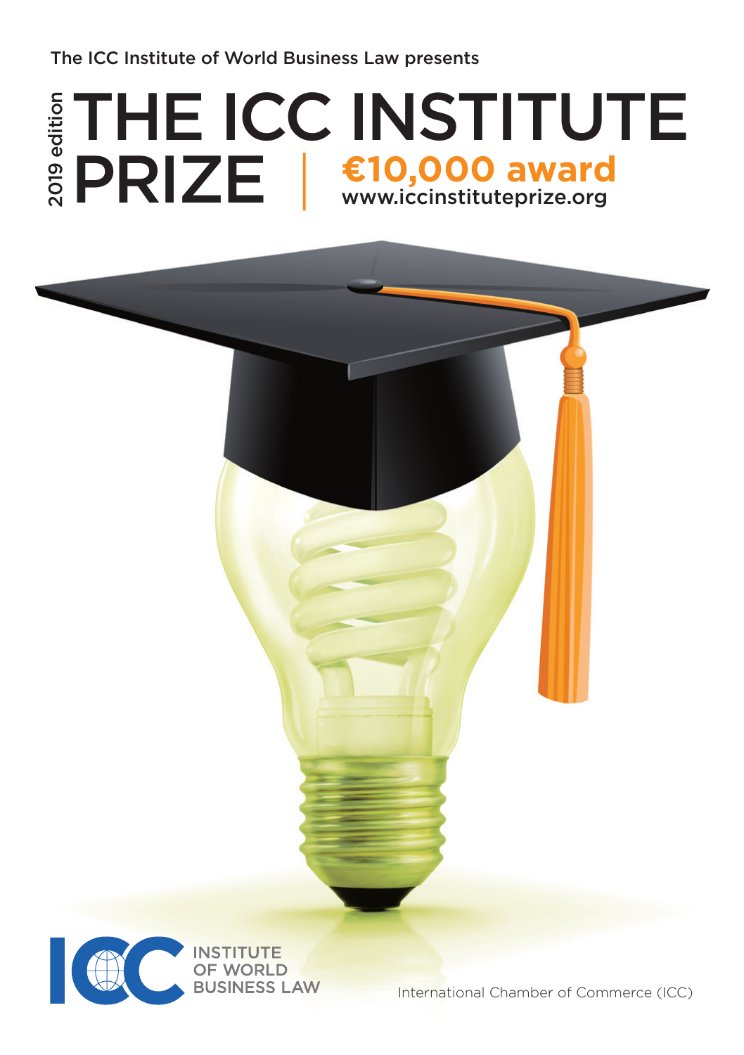The ICC Institute of World Business Law presents

2019 edition

# THE ICC INSTITUTE PRIZE

**€10,000 award**

www.iccinstituteprize.org

ICC INSTITUTE OF WORLD BUSINESS LAW

International Chamber of Commerce (ICC)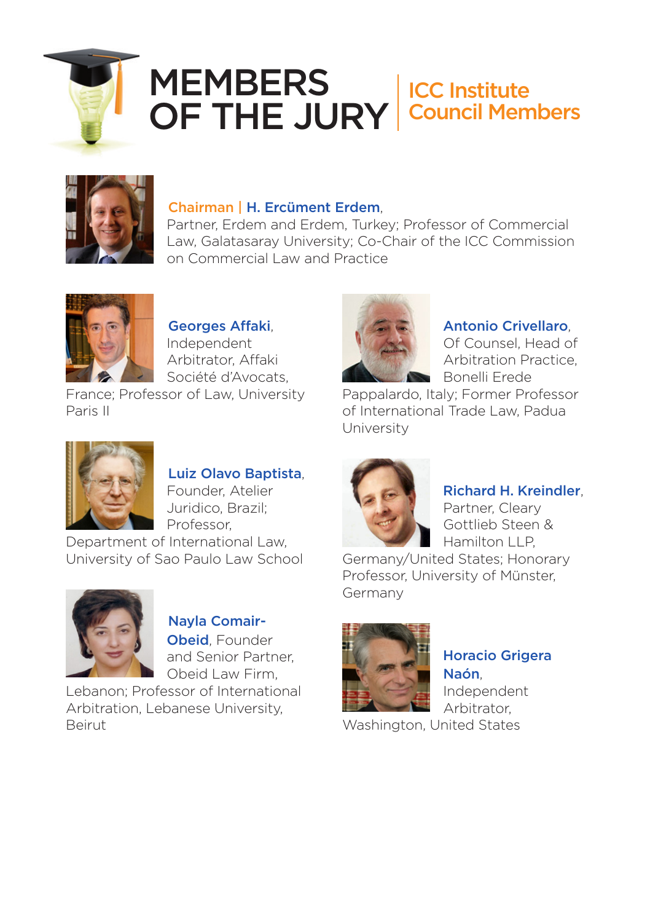# MEMBERS OF THE JURY

## ICC Institute Council Members

**Chairman | H. Ercüment Erdem**, Partner, Erdem and Erdem, Turkey; Professor of Commercial Law, Galatasaray University; Co-Chair of the ICC Commission on Commercial Law and Practice

**Georges Affaki**, Independent Arbitrator, Affaki Société d'Avocats, France; Professor of Law, University Paris II

**Luiz Olavo Baptista**, Founder, Atelier Juridico, Brazil; Professor, Department of International Law, University of Sao Paulo Law School

**Nayla Comair-Obeid**, Founder and Senior Partner, Obeid Law Firm, Lebanon; Professor of International Arbitration, Lebanese University, Beirut

**Antonio Crivellaro**, Of Counsel, Head of Arbitration Practice, Bonelli Erede Pappalardo, Italy; Former Professor of International Trade Law, Padua University

**Richard H. Kreindler**, Partner, Cleary Gottlieb Steen & Hamilton LLP, Germany/United States; Honorary Professor, University of Münster, Germany

**Horacio Grigera Naón**, Independent Arbitrator, Washington, United States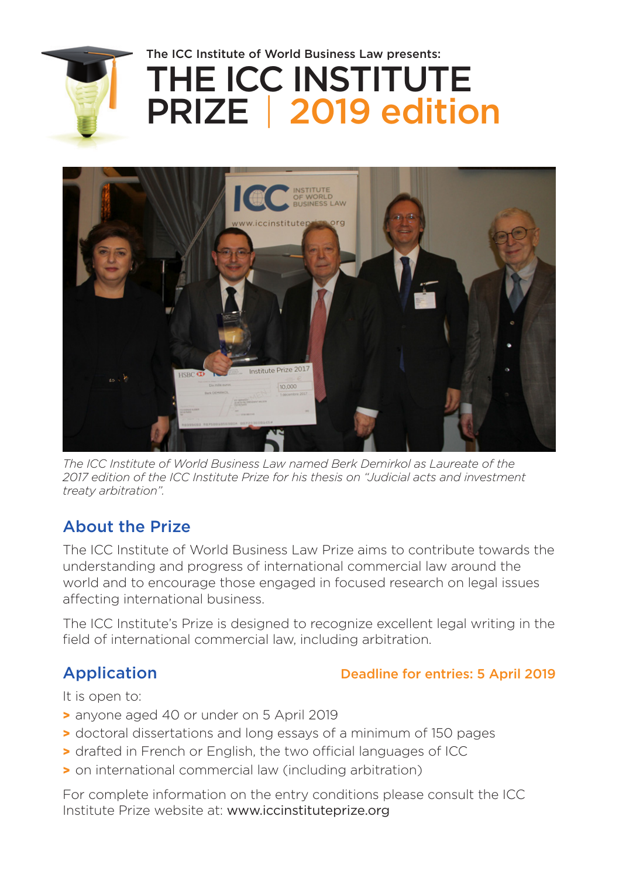The ICC Institute of World Business Law presents:

# THE ICC INSTITUTE PRIZE | 2019 edition

*The ICC Institute of World Business Law named Berk Demirkol as Laureate of the 2017 edition of the ICC Institute Prize for his thesis on "Judicial acts and investment treaty arbitration".*

## About the Prize

The ICC Institute of World Business Law Prize aims to contribute towards the understanding and progress of international commercial law around the world and to encourage those engaged in focused research on legal issues affecting international business.

The ICC Institute's Prize is designed to recognize excellent legal writing in the field of international commercial law, including arbitration.

## Application

**Deadline for entries: 5 April 2019**

It is open to:

- anyone aged 40 or under on 5 April 2019
- doctoral dissertations and long essays of a minimum of 150 pages
- drafted in French or English, the two official languages of ICC
- on international commercial law (including arbitration)

For complete information on the entry conditions please consult the ICC Institute Prize website at: www.iccinstituteprize.org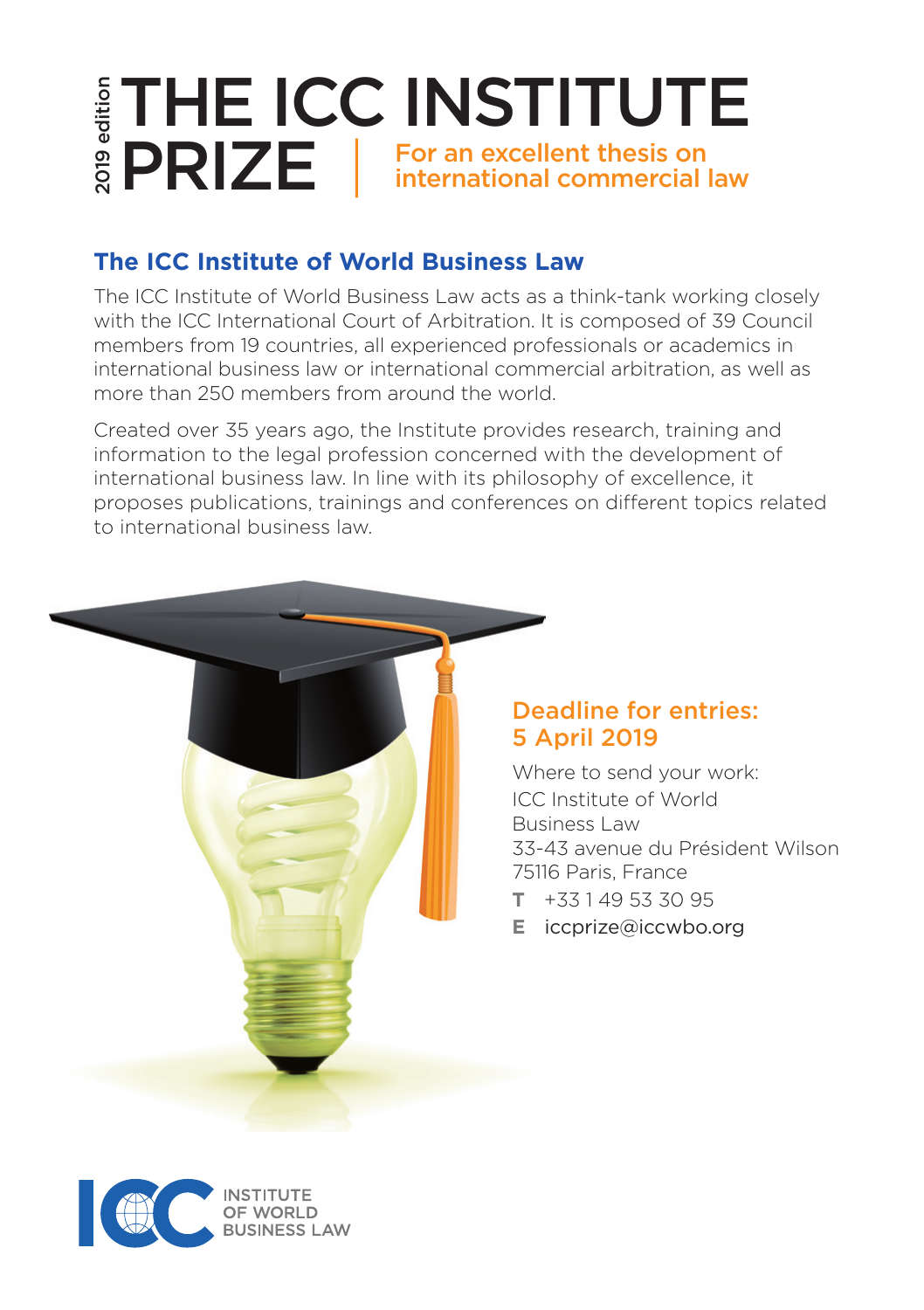2019 edition

# THE ICC INSTITUTE PRIZE

For an excellent thesis on international commercial law

## The ICC Institute of World Business Law

The ICC Institute of World Business Law acts as a think-tank working closely with the ICC International Court of Arbitration. It is composed of 39 Council members from 19 countries, all experienced professionals or academics in international business law or international commercial arbitration, as well as more than 250 members from around the world.

Created over 35 years ago, the Institute provides research, training and information to the legal profession concerned with the development of international business law. In line with its philosophy of excellence, it proposes publications, trainings and conferences on different topics related to international business law.

## Deadline for entries: 5 April 2019

Where to send your work:
ICC Institute of World Business Law
33-43 avenue du Président Wilson
75116 Paris, France

**T** +33 1 49 53 30 95
**E** iccprize@iccwbo.org

ICC INSTITUTE OF WORLD BUSINESS LAW